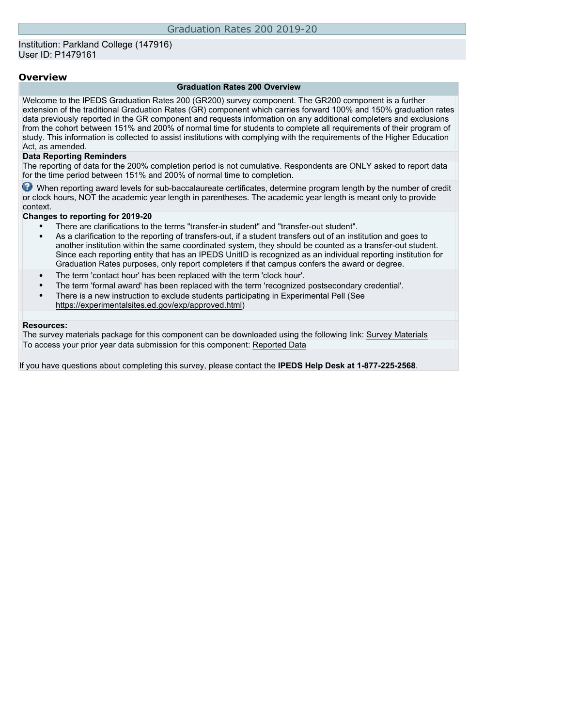# Graduation Rates 200 2019-20

Institution: Parkland College (147916)
User ID: P1479161

## Overview

### Graduation Rates 200 Overview

Welcome to the IPEDS Graduation Rates 200 (GR200) survey component. The GR200 component is a further extension of the traditional Graduation Rates (GR) component which carries forward 100% and 150% graduation rates data previously reported in the GR component and requests information on any additional completers and exclusions from the cohort between 151% and 200% of normal time for students to complete all requirements of their program of study. This information is collected to assist institutions with complying with the requirements of the Higher Education Act, as amended.

**Data Reporting Reminders**

The reporting of data for the 200% completion period is not cumulative. Respondents are ONLY asked to report data for the time period between 151% and 200% of normal time to completion.

When reporting award levels for sub-baccalaureate certificates, determine program length by the number of credit or clock hours, NOT the academic year length in parentheses. The academic year length is meant only to provide context.

**Changes to reporting for 2019-20**

- There are clarifications to the terms "transfer-in student" and "transfer-out student".
- As a clarification to the reporting of transfers-out, if a student transfers out of an institution and goes to another institution within the same coordinated system, they should be counted as a transfer-out student. Since each reporting entity that has an IPEDS UnitID is recognized as an individual reporting institution for Graduation Rates purposes, only report completers if that campus confers the award or degree.
- The term 'contact hour' has been replaced with the term 'clock hour'.
- The term 'formal award' has been replaced with the term 'recognized postsecondary credential'.
- There is a new instruction to exclude students participating in Experimental Pell (See https://experimentalsites.ed.gov/exp/approved.html)

**Resources:**

The survey materials package for this component can be downloaded using the following link: Survey Materials

To access your prior year data submission for this component: Reported Data

If you have questions about completing this survey, please contact the **IPEDS Help Desk at 1-877-225-2568**.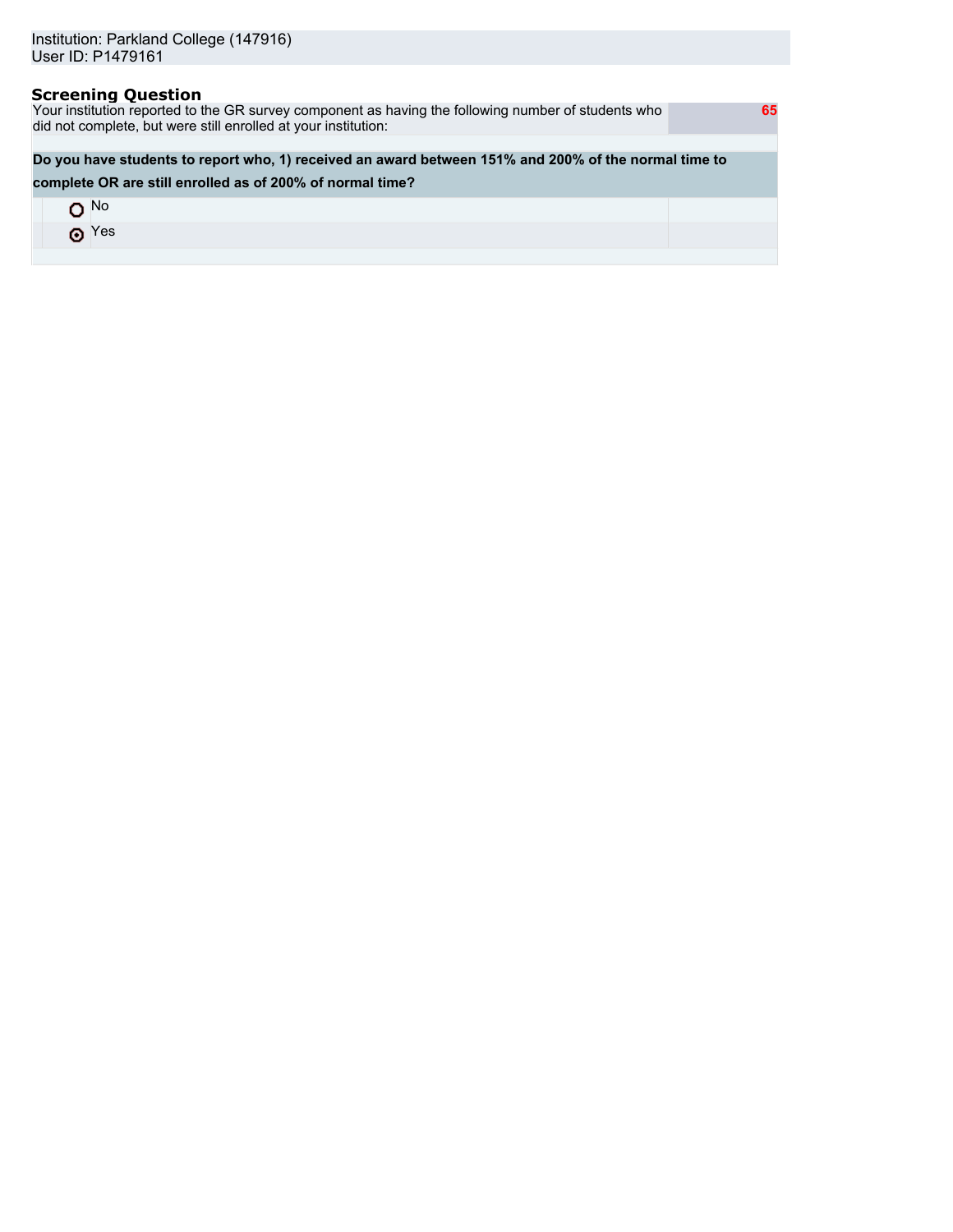Institution: Parkland College (147916)
User ID: P1479161

## Screening Question

| Your institution reported to the GR survey component as having the following number of students who did not complete, but were still enrolled at your institution: | 65 |
| --- | --- |

**Do you have students to report who, 1) received an award between 151% and 200% of the normal time to complete OR are still enrolled as of 200% of normal time?**

- ○ No
- ⦿ Yes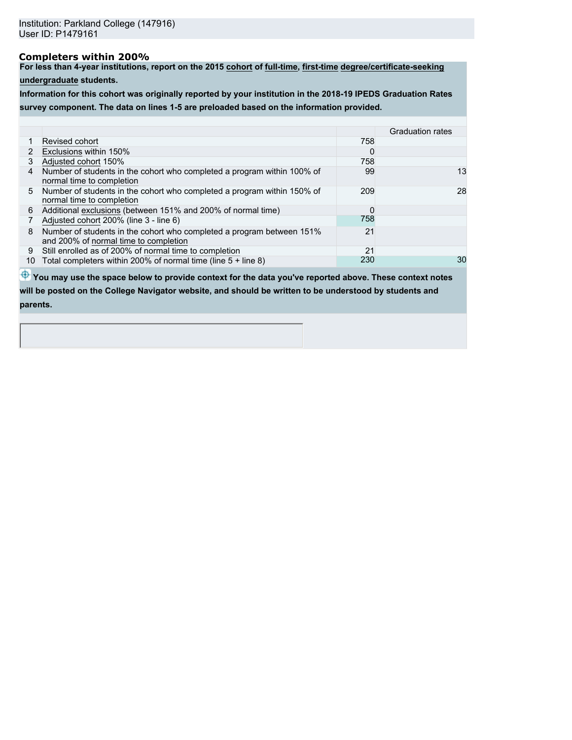Institution: Parkland College (147916)
User ID: P1479161

### Completers within 200%

**For less than 4-year institutions, report on the 2015 cohort of full-time, first-time degree/certificate-seeking undergraduate students.**

**Information for this cohort was originally reported by your institution in the 2018-19 IPEDS Graduation Rates survey component. The data on lines 1-5 are preloaded based on the information provided.**

| | | | Graduation rates |
|---|---|---|---|
| 1 | Revised cohort | 758 | |
| 2 | Exclusions within 150% | 0 | |
| 3 | Adjusted cohort 150% | 758 | |
| 4 | Number of students in the cohort who completed a program within 100% of normal time to completion | 99 | 13 |
| 5 | Number of students in the cohort who completed a program within 150% of normal time to completion | 209 | 28 |
| 6 | Additional exclusions (between 151% and 200% of normal time) | 0 | |
| 7 | Adjusted cohort 200% (line 3 - line 6) | 758 | |
| 8 | Number of students in the cohort who completed a program between 151% and 200% of normal time to completion | 21 | |
| 9 | Still enrolled as of 200% of normal time to completion | 21 | |
| 10 | Total completers within 200% of normal time (line 5 + line 8) | 230 | 30 |

**You may use the space below to provide context for the data you've reported above. These context notes will be posted on the College Navigator website, and should be written to be understood by students and parents.**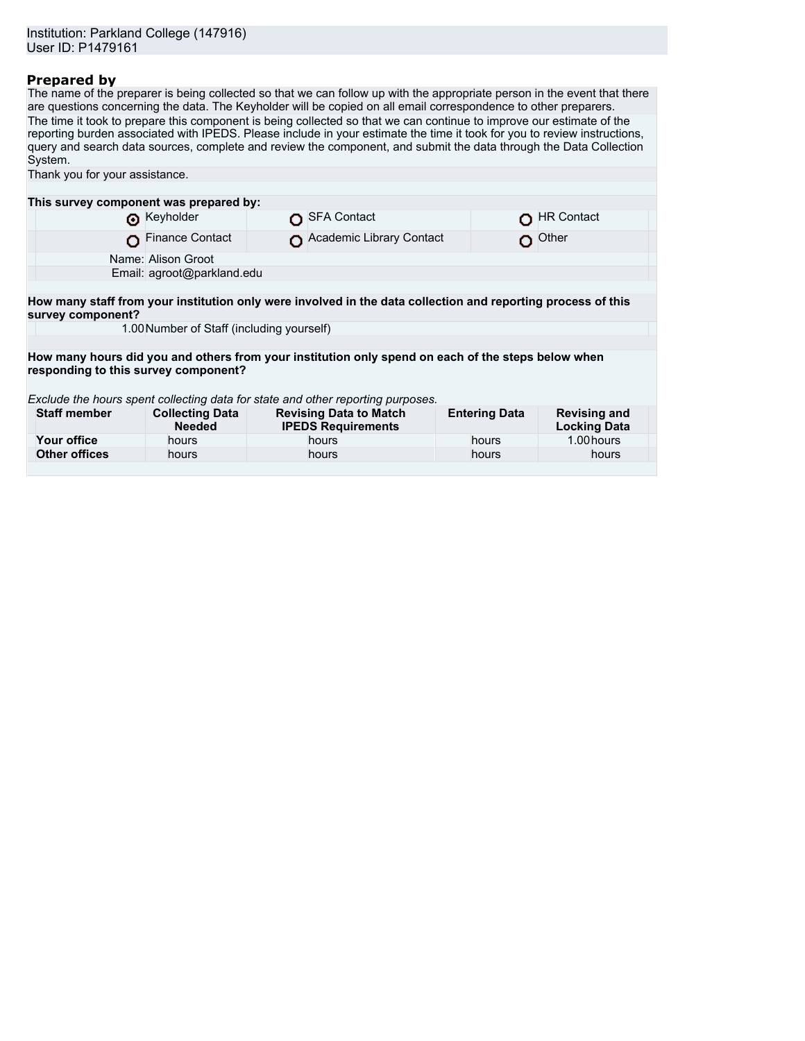Institution: Parkland College (147916)
User ID: P1479161

### Prepared by

The name of the preparer is being collected so that we can follow up with the appropriate person in the event that there are questions concerning the data. The Keyholder will be copied on all email correspondence to other preparers.

The time it took to prepare this component is being collected so that we can continue to improve our estimate of the reporting burden associated with IPEDS. Please include in your estimate the time it took for you to review instructions, query and search data sources, complete and review the component, and submit the data through the Data Collection System.

Thank you for your assistance.

**This survey component was prepared by:**

| | | |
|---|---|---|
| (●) Keyholder | ( ) SFA Contact | ( ) HR Contact |
| ( ) Finance Contact | ( ) Academic Library Contact | ( ) Other |

Name: Alison Groot
Email: agroot@parkland.edu

**How many staff from your institution only were involved in the data collection and reporting process of this survey component?**

1.00 Number of Staff (including yourself)

**How many hours did you and others from your institution only spend on each of the steps below when responding to this survey component?**

*Exclude the hours spent collecting data for state and other reporting purposes.*

| Staff member | Collecting Data Needed | Revising Data to Match IPEDS Requirements | Entering Data | Revising and Locking Data |
|---|---|---|---|---|
| **Your office** | hours | hours | hours | 1.00 hours |
| **Other offices** | hours | hours | hours | hours |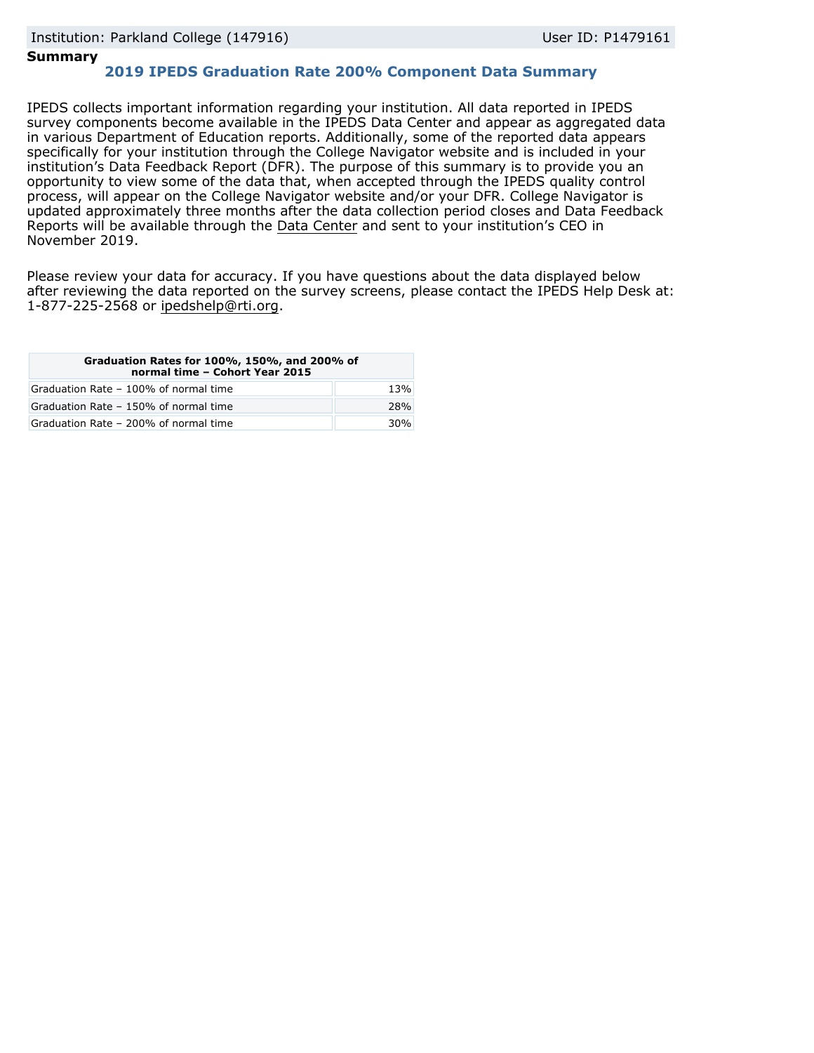Institution: Parkland College (147916) User ID: P1479161

**Summary**

## 2019 IPEDS Graduation Rate 200% Component Data Summary

IPEDS collects important information regarding your institution. All data reported in IPEDS survey components become available in the IPEDS Data Center and appear as aggregated data in various Department of Education reports. Additionally, some of the reported data appears specifically for your institution through the College Navigator website and is included in your institution's Data Feedback Report (DFR). The purpose of this summary is to provide you an opportunity to view some of the data that, when accepted through the IPEDS quality control process, will appear on the College Navigator website and/or your DFR. College Navigator is updated approximately three months after the data collection period closes and Data Feedback Reports will be available through the Data Center and sent to your institution's CEO in November 2019.

Please review your data for accuracy. If you have questions about the data displayed below after reviewing the data reported on the survey screens, please contact the IPEDS Help Desk at: 1-877-225-2568 or ipedshelp@rti.org.

| Graduation Rates for 100%, 150%, and 200% of normal time – Cohort Year 2015 | |
|---|---|
| Graduation Rate – 100% of normal time | 13% |
| Graduation Rate – 150% of normal time | 28% |
| Graduation Rate – 200% of normal time | 30% |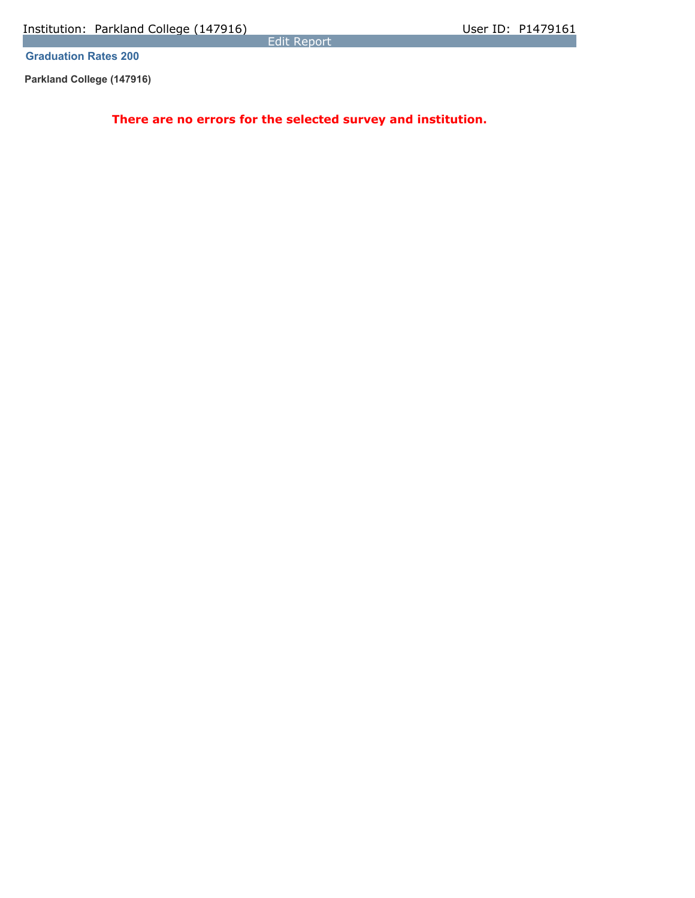Institution: Parkland College (147916) User ID: P1479161

Edit Report

**Graduation Rates 200**

**Parkland College (147916)**

**There are no errors for the selected survey and institution.**